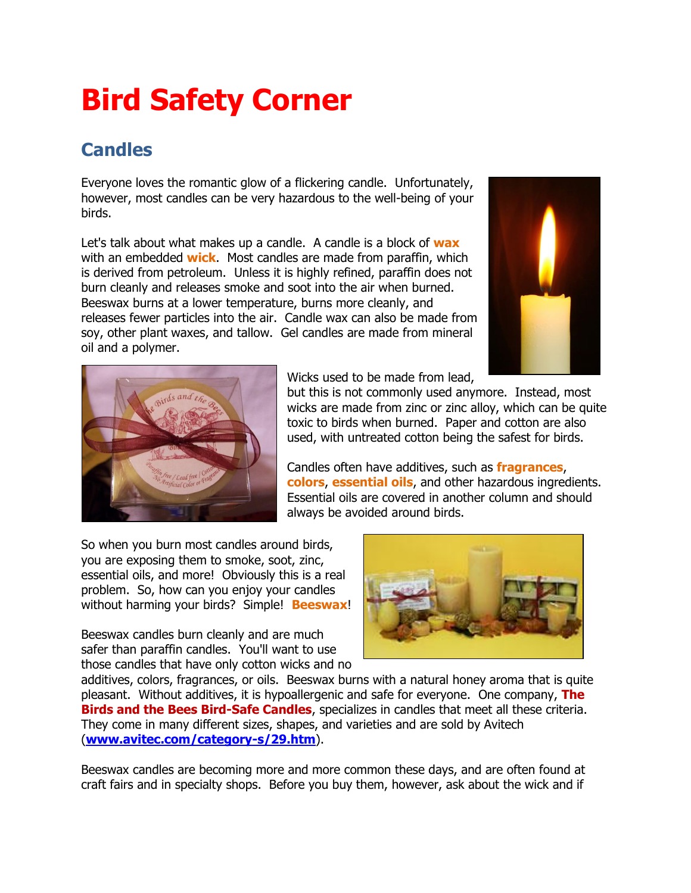# Bird Safety Corner

## Candles

Everyone loves the romantic glow of a flickering candle. Unfortunately, however, most candles can be very hazardous to the well-being of your birds.

Let's talk about what makes up a candle. A candle is a block of **wax** with an embedded **wick**. Most candles are made from paraffin, which is derived from petroleum. Unless it is highly refined, paraffin does not burn cleanly and releases smoke and soot into the air when burned. Beeswax burns at a lower temperature, burns more cleanly, and releases fewer particles into the air. Candle wax can also be made from soy, other plant waxes, and tallow. Gel candles are made from mineral oil and a polymer.

Wicks used to be made from lead, but this is not commonly used anymore. Instead, most wicks are made from zinc or zinc alloy, which can be quite toxic to birds when burned. Paper and cotton are also used, with untreated cotton being the safest for birds.

Candles often have additives, such as **fragrances**, **colors**, **essential oils**, and other hazardous ingredients. Essential oils are covered in another column and should always be avoided around birds.

So when you burn most candles around birds, you are exposing them to smoke, soot, zinc, essential oils, and more! Obviously this is a real problem. So, how can you enjoy your candles without harming your birds? Simple! **Beeswax**!

Beeswax candles burn cleanly and are much safer than paraffin candles. You'll want to use those candles that have only cotton wicks and no additives, colors, fragrances, or oils. Beeswax burns with a natural honey aroma that is quite pleasant. Without additives, it is hypoallergenic and safe for everyone. One company, **The Birds and the Bees Bird-Safe Candles**, specializes in candles that meet all these criteria. They come in many different sizes, shapes, and varieties and are sold by Avitech (**www.avitec.com/category-s/29.htm**).

Beeswax candles are becoming more and more common these days, and are often found at craft fairs and in specialty shops. Before you buy them, however, ask about the wick and if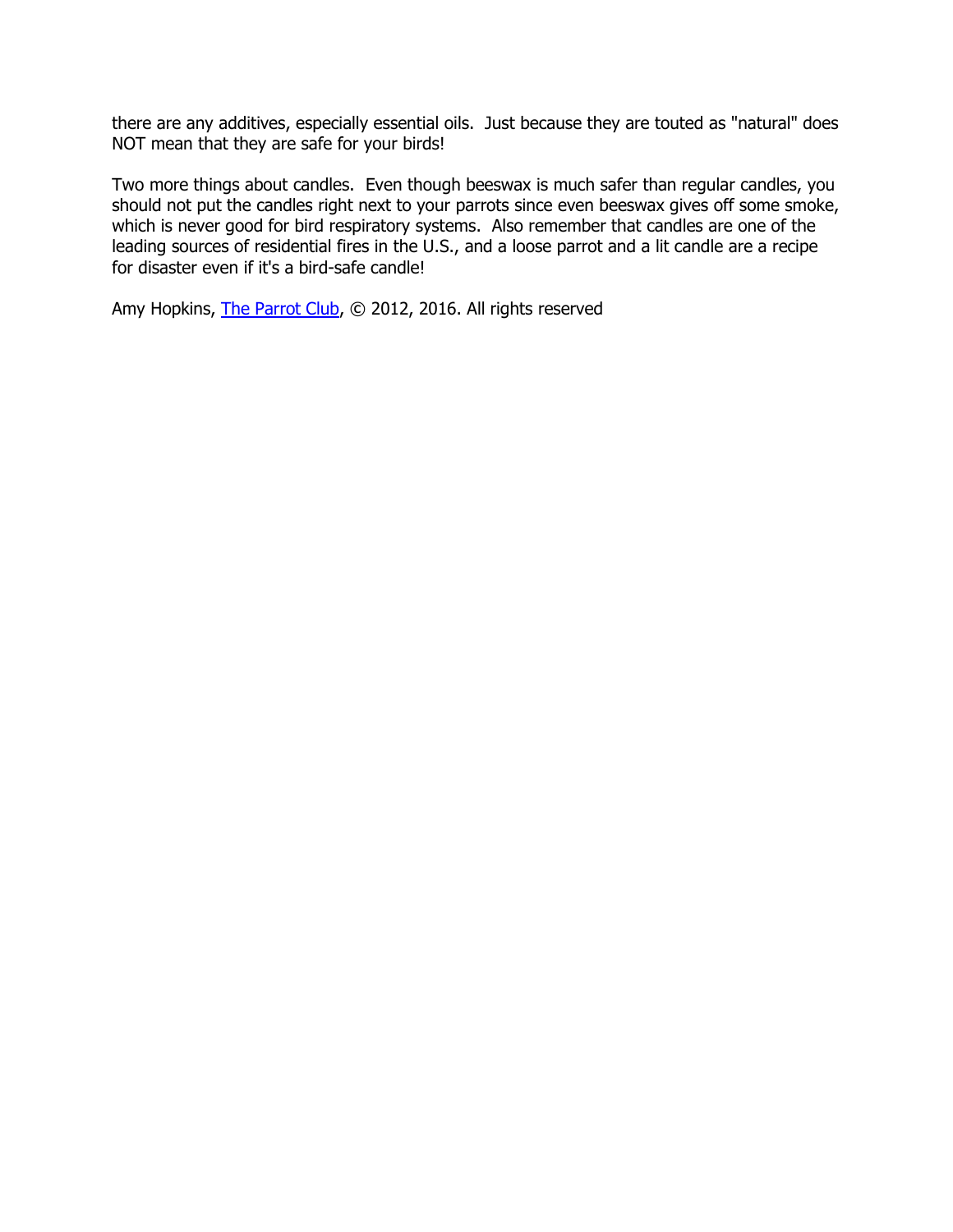there are any additives, especially essential oils. Just because they are touted as "natural" does NOT mean that they are safe for your birds!

Two more things about candles. Even though beeswax is much safer than regular candles, you should not put the candles right next to your parrots since even beeswax gives off some smoke, which is never good for bird respiratory systems. Also remember that candles are one of the leading sources of residential fires in the U.S., and a loose parrot and a lit candle are a recipe for disaster even if it's a bird-safe candle!

Amy Hopkins, [The Parrot Club](), © 2012, 2016. All rights reserved